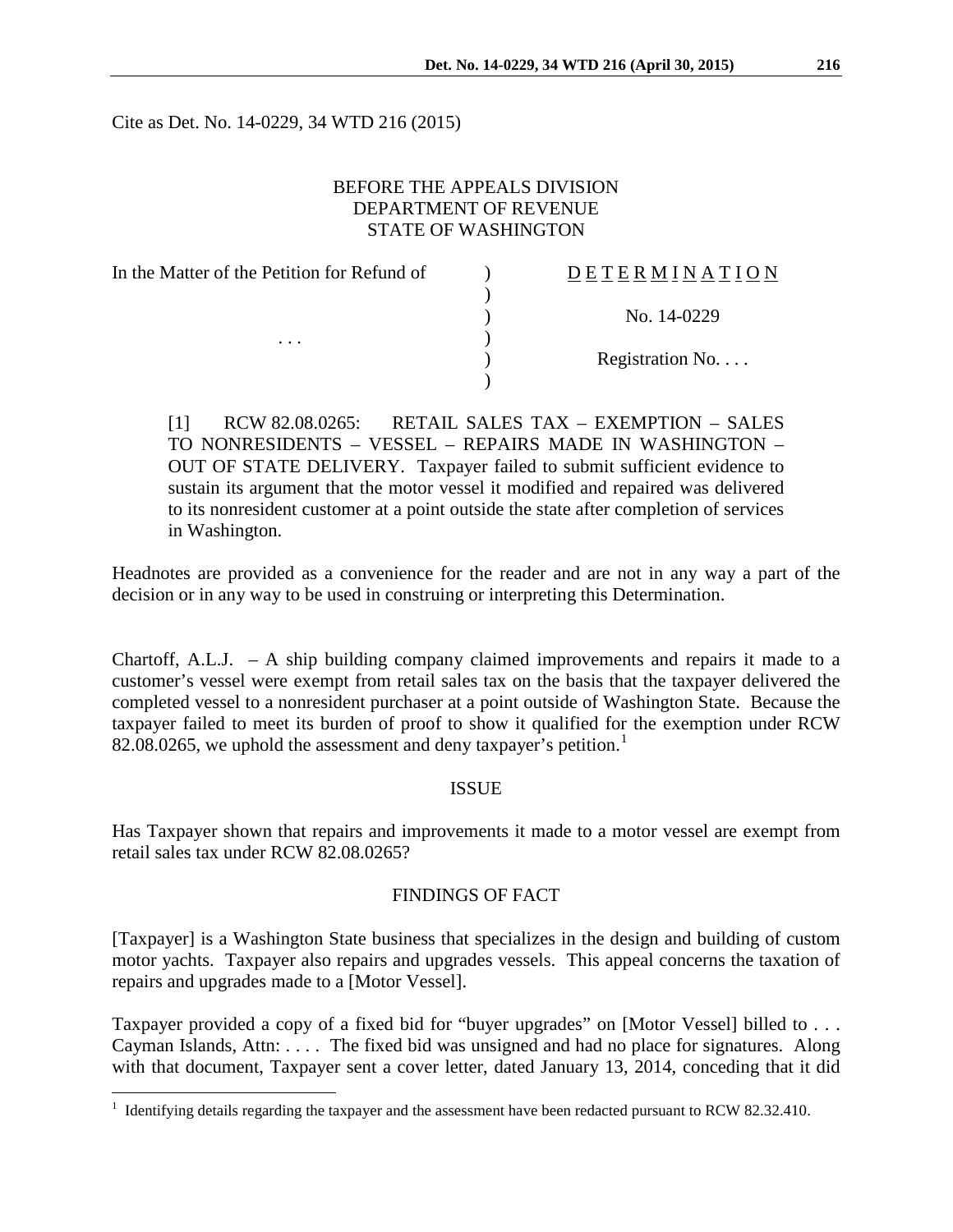Cite as Det. No. 14-0229, 34 WTD 216 (2015)

BEFORE THE APPEALS DIVISION
DEPARTMENT OF REVENUE
STATE OF WASHINGTON

| In the Matter of the Petition for Refund of | ) | D E T E R M I N A T I O N |
|---|---|---|
| | ) | |
| | ) | No. 14-0229 |
| . . . | ) | |
| | ) | Registration No. . . . |
| | ) | |

[1] RCW 82.08.0265: RETAIL SALES TAX – EXEMPTION – SALES TO NONRESIDENTS – VESSEL – REPAIRS MADE IN WASHINGTON – OUT OF STATE DELIVERY. Taxpayer failed to submit sufficient evidence to sustain its argument that the motor vessel it modified and repaired was delivered to its nonresident customer at a point outside the state after completion of services in Washington.

Headnotes are provided as a convenience for the reader and are not in any way a part of the decision or in any way to be used in construing or interpreting this Determination.

Chartoff, A.L.J. – A ship building company claimed improvements and repairs it made to a customer's vessel were exempt from retail sales tax on the basis that the taxpayer delivered the completed vessel to a nonresident purchaser at a point outside of Washington State. Because the taxpayer failed to meet its burden of proof to show it qualified for the exemption under RCW 82.08.0265, we uphold the assessment and deny taxpayer's petition.[1]

## ISSUE

Has Taxpayer shown that repairs and improvements it made to a motor vessel are exempt from retail sales tax under RCW 82.08.0265?

## FINDINGS OF FACT

[Taxpayer] is a Washington State business that specializes in the design and building of custom motor yachts. Taxpayer also repairs and upgrades vessels. This appeal concerns the taxation of repairs and upgrades made to a [Motor Vessel].

Taxpayer provided a copy of a fixed bid for "buyer upgrades" on [Motor Vessel] billed to . . . Cayman Islands, Attn: . . . . The fixed bid was unsigned and had no place for signatures. Along with that document, Taxpayer sent a cover letter, dated January 13, 2014, conceding that it did

[1] Identifying details regarding the taxpayer and the assessment have been redacted pursuant to RCW 82.32.410.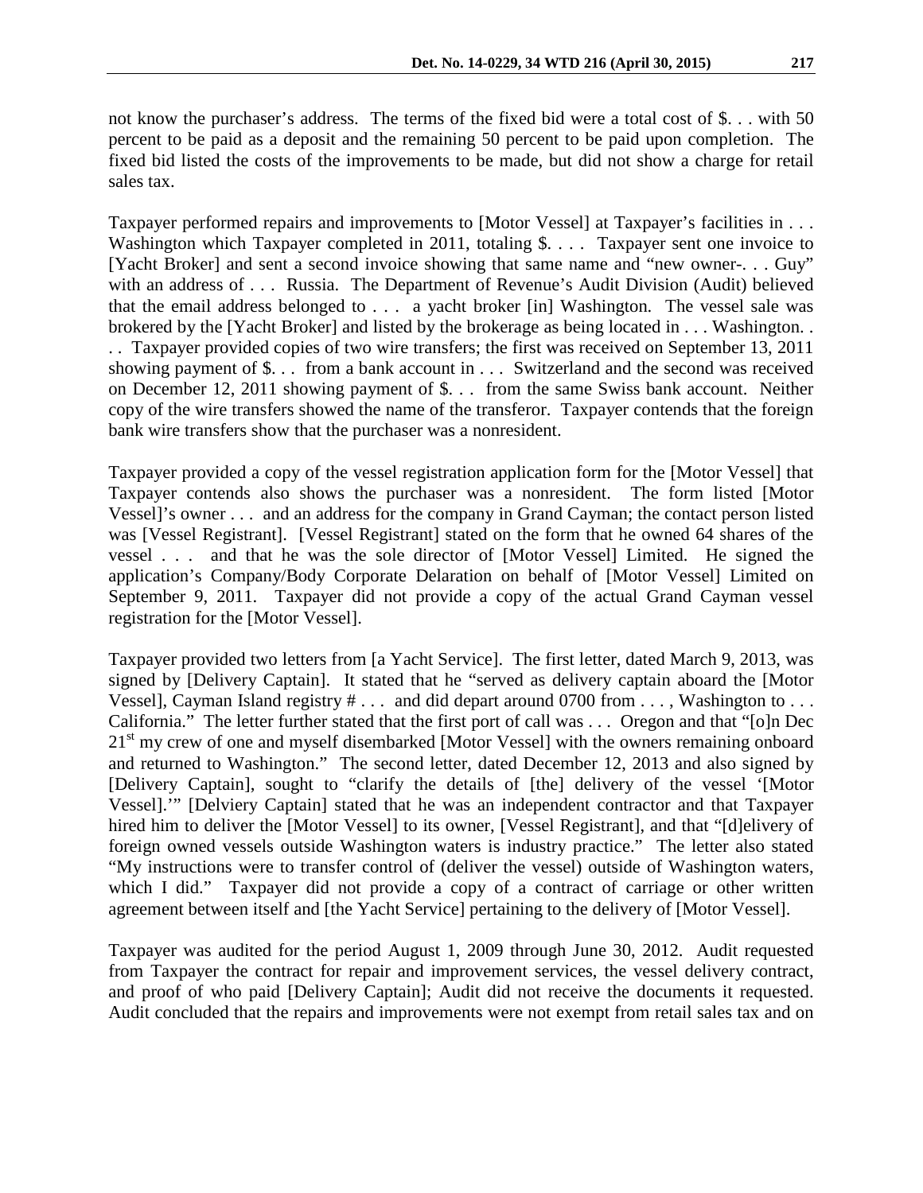not know the purchaser's address. The terms of the fixed bid were a total cost of $. . . with 50 percent to be paid as a deposit and the remaining 50 percent to be paid upon completion. The fixed bid listed the costs of the improvements to be made, but did not show a charge for retail sales tax.

Taxpayer performed repairs and improvements to [Motor Vessel] at Taxpayer's facilities in . . . Washington which Taxpayer completed in 2011, totaling $. . . . Taxpayer sent one invoice to [Yacht Broker] and sent a second invoice showing that same name and "new owner-. . . Guy" with an address of . . . Russia. The Department of Revenue's Audit Division (Audit) believed that the email address belonged to . . . a yacht broker [in] Washington. The vessel sale was brokered by the [Yacht Broker] and listed by the brokerage as being located in . . . Washington. . . . Taxpayer provided copies of two wire transfers; the first was received on September 13, 2011 showing payment of $. . . from a bank account in . . . Switzerland and the second was received on December 12, 2011 showing payment of $. . . from the same Swiss bank account. Neither copy of the wire transfers showed the name of the transferor. Taxpayer contends that the foreign bank wire transfers show that the purchaser was a nonresident.

Taxpayer provided a copy of the vessel registration application form for the [Motor Vessel] that Taxpayer contends also shows the purchaser was a nonresident. The form listed [Motor Vessel]'s owner . . . and an address for the company in Grand Cayman; the contact person listed was [Vessel Registrant]. [Vessel Registrant] stated on the form that he owned 64 shares of the vessel . . . and that he was the sole director of [Motor Vessel] Limited. He signed the application's Company/Body Corporate Delaration on behalf of [Motor Vessel] Limited on September 9, 2011. Taxpayer did not provide a copy of the actual Grand Cayman vessel registration for the [Motor Vessel].

Taxpayer provided two letters from [a Yacht Service]. The first letter, dated March 9, 2013, was signed by [Delivery Captain]. It stated that he "served as delivery captain aboard the [Motor Vessel], Cayman Island registry # . . . and did depart around 0700 from . . . , Washington to . . . California." The letter further stated that the first port of call was . . . Oregon and that "[o]n Dec 21st my crew of one and myself disembarked [Motor Vessel] with the owners remaining onboard and returned to Washington." The second letter, dated December 12, 2013 and also signed by [Delivery Captain], sought to "clarify the details of [the] delivery of the vessel '[Motor Vessel].'" [Delviery Captain] stated that he was an independent contractor and that Taxpayer hired him to deliver the [Motor Vessel] to its owner, [Vessel Registrant], and that "[d]elivery of foreign owned vessels outside Washington waters is industry practice." The letter also stated "My instructions were to transfer control of (deliver the vessel) outside of Washington waters, which I did." Taxpayer did not provide a copy of a contract of carriage or other written agreement between itself and [the Yacht Service] pertaining to the delivery of [Motor Vessel].

Taxpayer was audited for the period August 1, 2009 through June 30, 2012. Audit requested from Taxpayer the contract for repair and improvement services, the vessel delivery contract, and proof of who paid [Delivery Captain]; Audit did not receive the documents it requested. Audit concluded that the repairs and improvements were not exempt from retail sales tax and on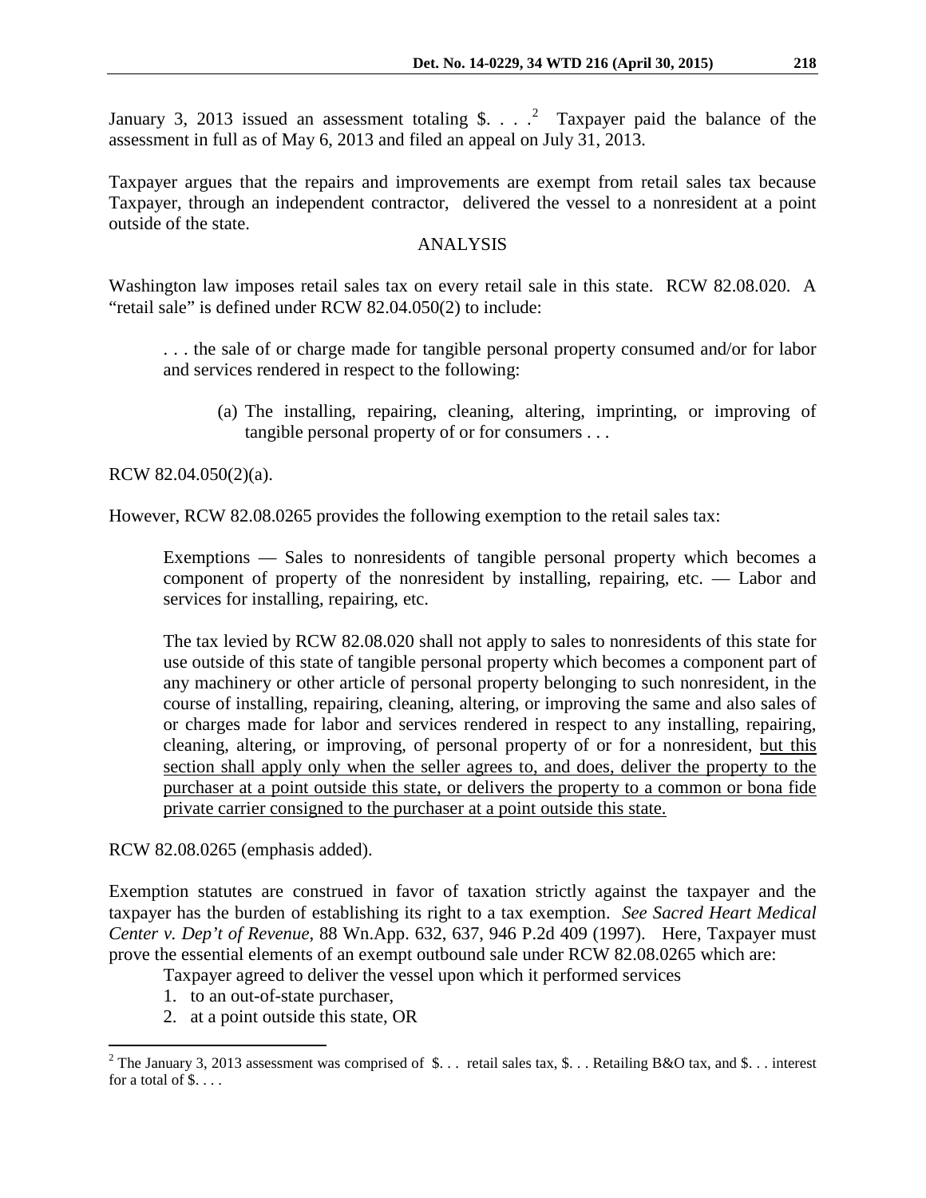January 3, 2013 issued an assessment totaling $. . . .[2] Taxpayer paid the balance of the assessment in full as of May 6, 2013 and filed an appeal on July 31, 2013.

Taxpayer argues that the repairs and improvements are exempt from retail sales tax because Taxpayer, through an independent contractor, delivered the vessel to a nonresident at a point outside of the state.

## ANALYSIS

Washington law imposes retail sales tax on every retail sale in this state. RCW 82.08.020. A "retail sale" is defined under RCW 82.04.050(2) to include:

> . . . the sale of or charge made for tangible personal property consumed and/or for labor and services rendered in respect to the following:
>
> (a) The installing, repairing, cleaning, altering, imprinting, or improving of tangible personal property of or for consumers . . .

RCW 82.04.050(2)(a).

However, RCW 82.08.0265 provides the following exemption to the retail sales tax:

> Exemptions — Sales to nonresidents of tangible personal property which becomes a component of property of the nonresident by installing, repairing, etc. — Labor and services for installing, repairing, etc.
>
> The tax levied by RCW 82.08.020 shall not apply to sales to nonresidents of this state for use outside of this state of tangible personal property which becomes a component part of any machinery or other article of personal property belonging to such nonresident, in the course of installing, repairing, cleaning, altering, or improving the same and also sales of or charges made for labor and services rendered in respect to any installing, repairing, cleaning, altering, or improving, of personal property of or for a nonresident, <u>but this section shall apply only when the seller agrees to, and does, deliver the property to the purchaser at a point outside this state, or delivers the property to a common or bona fide private carrier consigned to the purchaser at a point outside this state.</u>

RCW 82.08.0265 (emphasis added).

Exemption statutes are construed in favor of taxation strictly against the taxpayer and the taxpayer has the burden of establishing its right to a tax exemption. *See Sacred Heart Medical Center v. Dep't of Revenue*, 88 Wn.App. 632, 637, 946 P.2d 409 (1997). Here, Taxpayer must prove the essential elements of an exempt outbound sale under RCW 82.08.0265 which are:

Taxpayer agreed to deliver the vessel upon which it performed services

1. to an out-of-state purchaser,
2. at a point outside this state, OR

[2] The January 3, 2013 assessment was comprised of $. . . retail sales tax, $. . . Retailing B&O tax, and $. . . interest for a total of $. . . .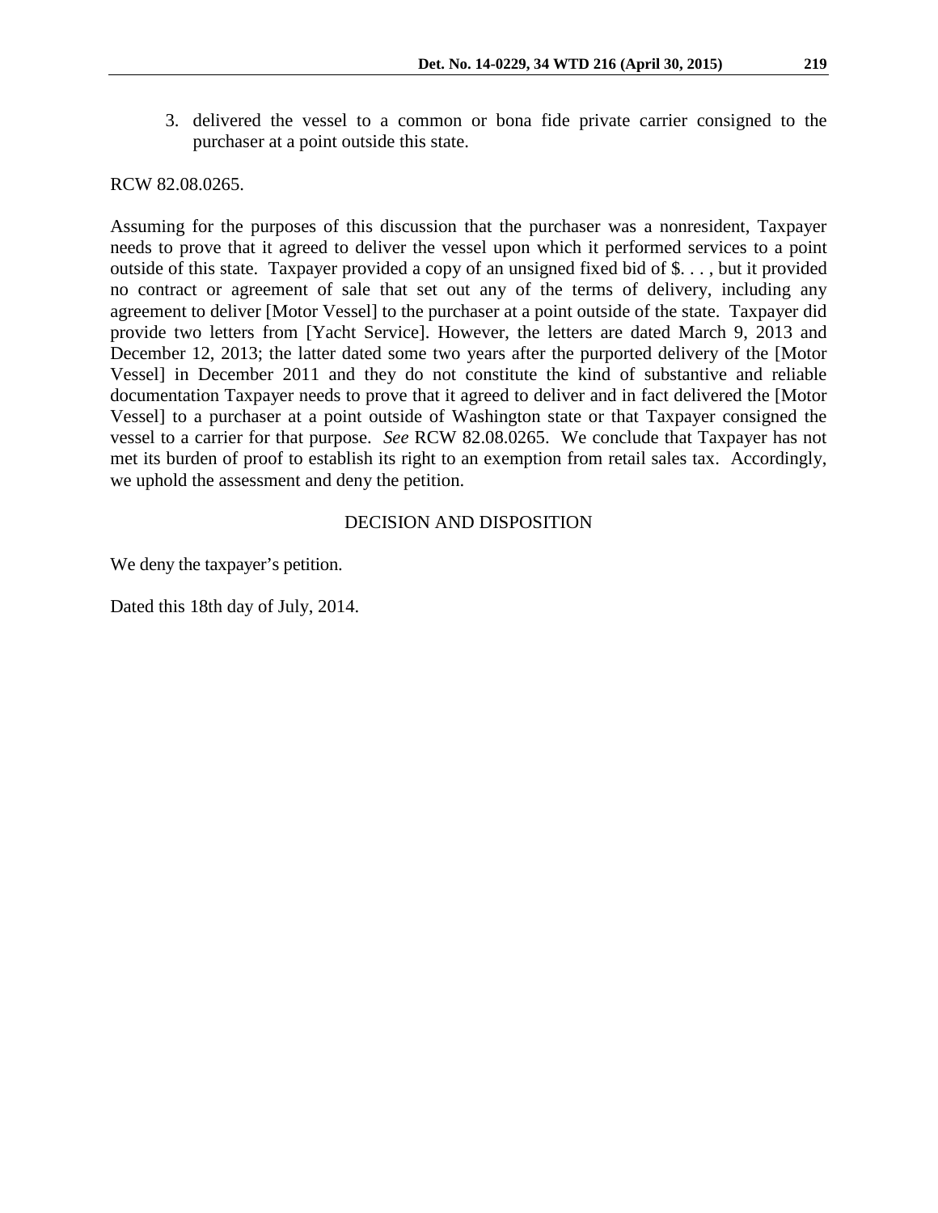3. delivered the vessel to a common or bona fide private carrier consigned to the purchaser at a point outside this state.

RCW 82.08.0265.

Assuming for the purposes of this discussion that the purchaser was a nonresident, Taxpayer needs to prove that it agreed to deliver the vessel upon which it performed services to a point outside of this state. Taxpayer provided a copy of an unsigned fixed bid of $. . . , but it provided no contract or agreement of sale that set out any of the terms of delivery, including any agreement to deliver [Motor Vessel] to the purchaser at a point outside of the state. Taxpayer did provide two letters from [Yacht Service]. However, the letters are dated March 9, 2013 and December 12, 2013; the latter dated some two years after the purported delivery of the [Motor Vessel] in December 2011 and they do not constitute the kind of substantive and reliable documentation Taxpayer needs to prove that it agreed to deliver and in fact delivered the [Motor Vessel] to a purchaser at a point outside of Washington state or that Taxpayer consigned the vessel to a carrier for that purpose. *See* RCW 82.08.0265. We conclude that Taxpayer has not met its burden of proof to establish its right to an exemption from retail sales tax. Accordingly, we uphold the assessment and deny the petition.

## DECISION AND DISPOSITION

We deny the taxpayer's petition.

Dated this 18th day of July, 2014.